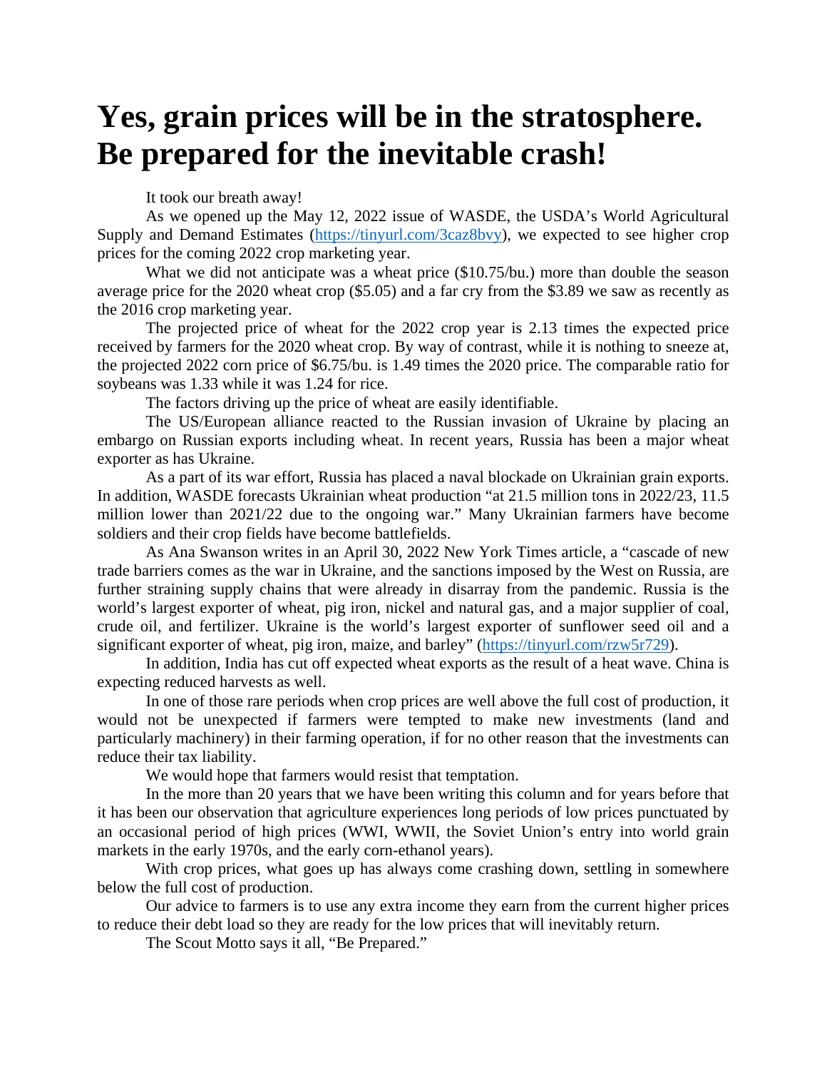# Yes, grain prices will be in the stratosphere. Be prepared for the inevitable crash!

It took our breath away!

As we opened up the May 12, 2022 issue of WASDE, the USDA's World Agricultural Supply and Demand Estimates (https://tinyurl.com/3caz8bvy), we expected to see higher crop prices for the coming 2022 crop marketing year.

What we did not anticipate was a wheat price ($10.75/bu.) more than double the season average price for the 2020 wheat crop ($5.05) and a far cry from the $3.89 we saw as recently as the 2016 crop marketing year.

The projected price of wheat for the 2022 crop year is 2.13 times the expected price received by farmers for the 2020 wheat crop. By way of contrast, while it is nothing to sneeze at, the projected 2022 corn price of $6.75/bu. is 1.49 times the 2020 price. The comparable ratio for soybeans was 1.33 while it was 1.24 for rice.

The factors driving up the price of wheat are easily identifiable.

The US/European alliance reacted to the Russian invasion of Ukraine by placing an embargo on Russian exports including wheat. In recent years, Russia has been a major wheat exporter as has Ukraine.

As a part of its war effort, Russia has placed a naval blockade on Ukrainian grain exports. In addition, WASDE forecasts Ukrainian wheat production "at 21.5 million tons in 2022/23, 11.5 million lower than 2021/22 due to the ongoing war." Many Ukrainian farmers have become soldiers and their crop fields have become battlefields.

As Ana Swanson writes in an April 30, 2022 New York Times article, a "cascade of new trade barriers comes as the war in Ukraine, and the sanctions imposed by the West on Russia, are further straining supply chains that were already in disarray from the pandemic. Russia is the world's largest exporter of wheat, pig iron, nickel and natural gas, and a major supplier of coal, crude oil, and fertilizer. Ukraine is the world's largest exporter of sunflower seed oil and a significant exporter of wheat, pig iron, maize, and barley" (https://tinyurl.com/rzw5r729).

In addition, India has cut off expected wheat exports as the result of a heat wave. China is expecting reduced harvests as well.

In one of those rare periods when crop prices are well above the full cost of production, it would not be unexpected if farmers were tempted to make new investments (land and particularly machinery) in their farming operation, if for no other reason that the investments can reduce their tax liability.

We would hope that farmers would resist that temptation.

In the more than 20 years that we have been writing this column and for years before that it has been our observation that agriculture experiences long periods of low prices punctuated by an occasional period of high prices (WWI, WWII, the Soviet Union's entry into world grain markets in the early 1970s, and the early corn-ethanol years).

With crop prices, what goes up has always come crashing down, settling in somewhere below the full cost of production.

Our advice to farmers is to use any extra income they earn from the current higher prices to reduce their debt load so they are ready for the low prices that will inevitably return.

The Scout Motto says it all, "Be Prepared."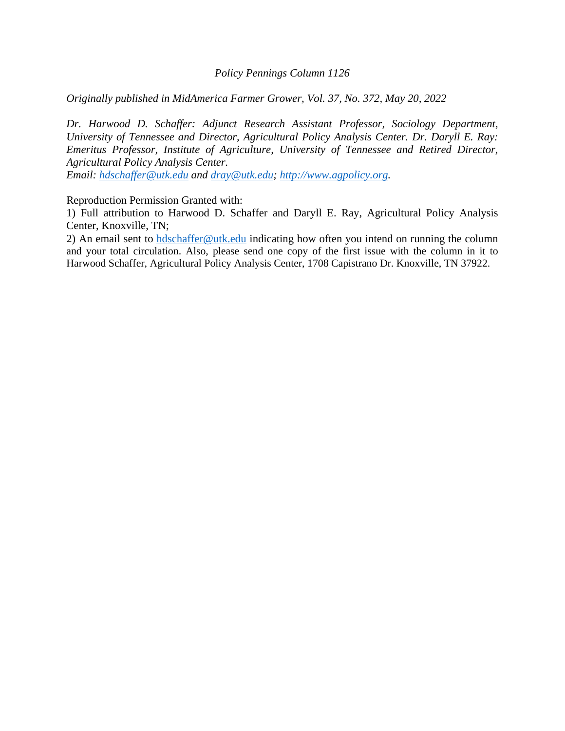*Policy Pennings Column 1126*

*Originally published in MidAmerica Farmer Grower, Vol. 37, No. 372, May 20, 2022*

*Dr. Harwood D. Schaffer: Adjunct Research Assistant Professor, Sociology Department, University of Tennessee and Director, Agricultural Policy Analysis Center. Dr. Daryll E. Ray: Emeritus Professor, Institute of Agriculture, University of Tennessee and Retired Director, Agricultural Policy Analysis Center.*
*Email: [hdschaffer@utk.edu](mailto:hdschaffer@utk.edu) and [dray@utk.edu](mailto:dray@utk.edu); [http://www.agpolicy.org](http://www.agpolicy.org).*

Reproduction Permission Granted with:
1) Full attribution to Harwood D. Schaffer and Daryll E. Ray, Agricultural Policy Analysis Center, Knoxville, TN;
2) An email sent to [hdschaffer@utk.edu](mailto:hdschaffer@utk.edu) indicating how often you intend on running the column and your total circulation. Also, please send one copy of the first issue with the column in it to Harwood Schaffer, Agricultural Policy Analysis Center, 1708 Capistrano Dr. Knoxville, TN 37922.